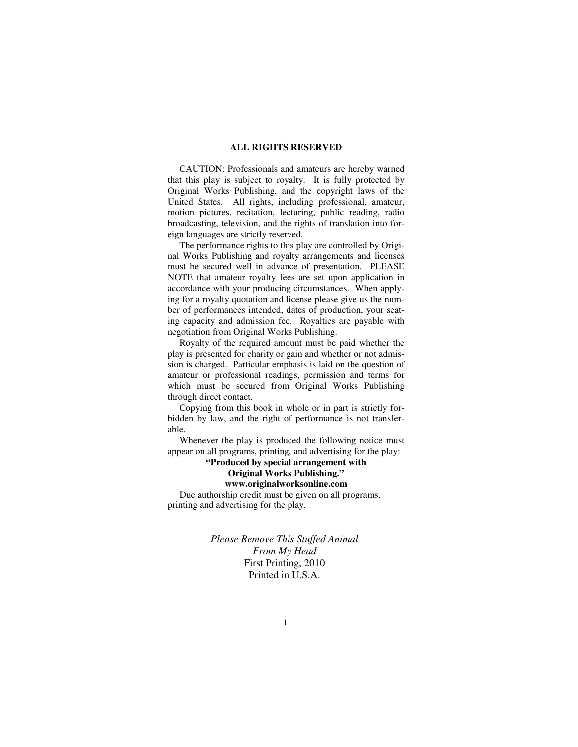**ALL RIGHTS RESERVED**

CAUTION: Professionals and amateurs are hereby warned that this play is subject to royalty. It is fully protected by Original Works Publishing, and the copyright laws of the United States. All rights, including professional, amateur, motion pictures, recitation, lecturing, public reading, radio broadcasting, television, and the rights of translation into foreign languages are strictly reserved.

The performance rights to this play are controlled by Original Works Publishing and royalty arrangements and licenses must be secured well in advance of presentation. PLEASE NOTE that amateur royalty fees are set upon application in accordance with your producing circumstances. When applying for a royalty quotation and license please give us the number of performances intended, dates of production, your seating capacity and admission fee. Royalties are payable with negotiation from Original Works Publishing.

Royalty of the required amount must be paid whether the play is presented for charity or gain and whether or not admission is charged. Particular emphasis is laid on the question of amateur or professional readings, permission and terms for which must be secured from Original Works Publishing through direct contact.

Copying from this book in whole or in part is strictly forbidden by law, and the right of performance is not transferable.

Whenever the play is produced the following notice must appear on all programs, printing, and advertising for the play:

**"Produced by special arrangement with Original Works Publishing."**
**www.originalworksonline.com**

Due authorship credit must be given on all programs, printing and advertising for the play.

*Please Remove This Stuffed Animal From My Head*
First Printing, 2010
Printed in U.S.A.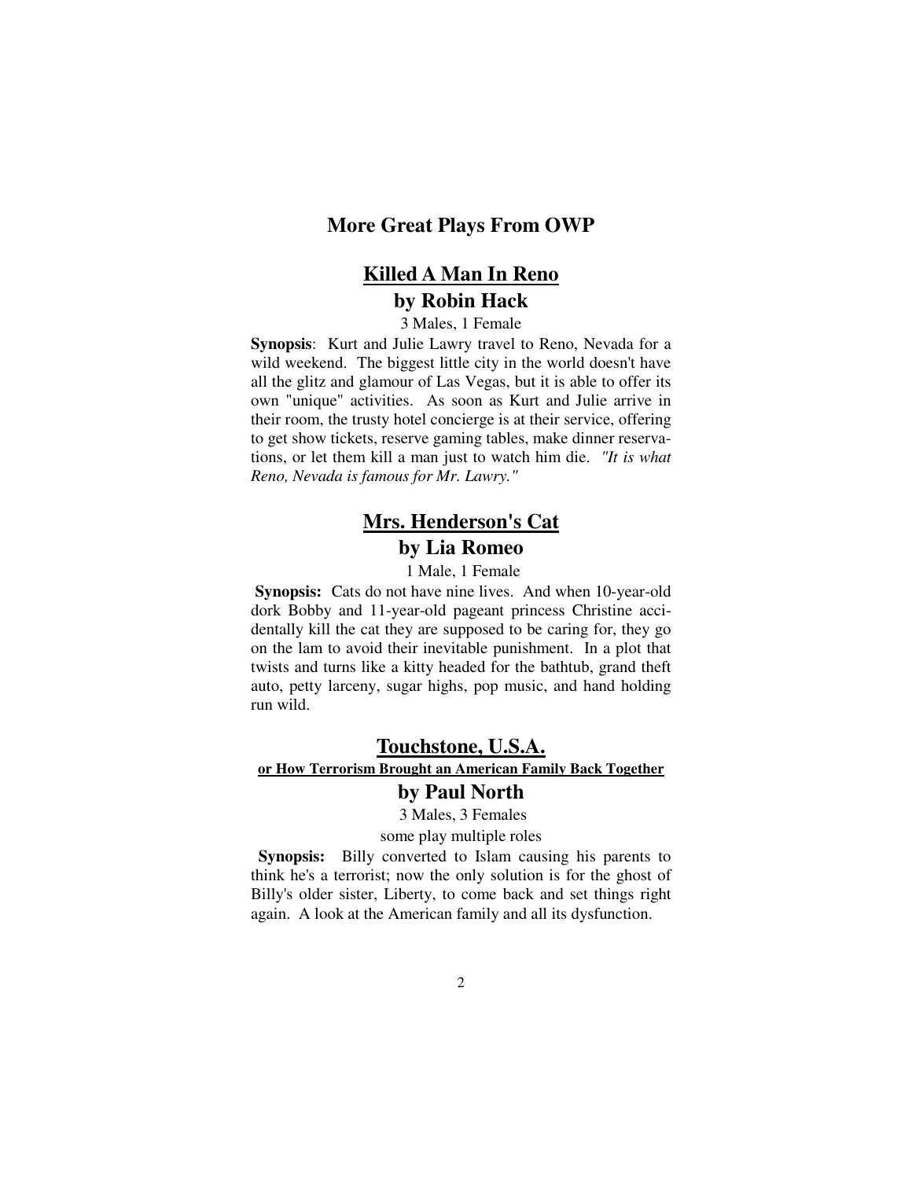## More Great Plays From OWP

### Killed A Man In Reno

### by Robin Hack

3 Males, 1 Female

**Synopsis**: Kurt and Julie Lawry travel to Reno, Nevada for a wild weekend. The biggest little city in the world doesn't have all the glitz and glamour of Las Vegas, but it is able to offer its own "unique" activities. As soon as Kurt and Julie arrive in their room, the trusty hotel concierge is at their service, offering to get show tickets, reserve gaming tables, make dinner reservations, or let them kill a man just to watch him die. *"It is what Reno, Nevada is famous for Mr. Lawry."*

### Mrs. Henderson's Cat

### by Lia Romeo

1 Male, 1 Female

**Synopsis:** Cats do not have nine lives. And when 10-year-old dork Bobby and 11-year-old pageant princess Christine accidentally kill the cat they are supposed to be caring for, they go on the lam to avoid their inevitable punishment. In a plot that twists and turns like a kitty headed for the bathtub, grand theft auto, petty larceny, sugar highs, pop music, and hand holding run wild.

### Touchstone, U.S.A.

**or How Terrorism Brought an American Family Back Together**

### by Paul North

3 Males, 3 Females

some play multiple roles

**Synopsis:** Billy converted to Islam causing his parents to think he's a terrorist; now the only solution is for the ghost of Billy's older sister, Liberty, to come back and set things right again. A look at the American family and all its dysfunction.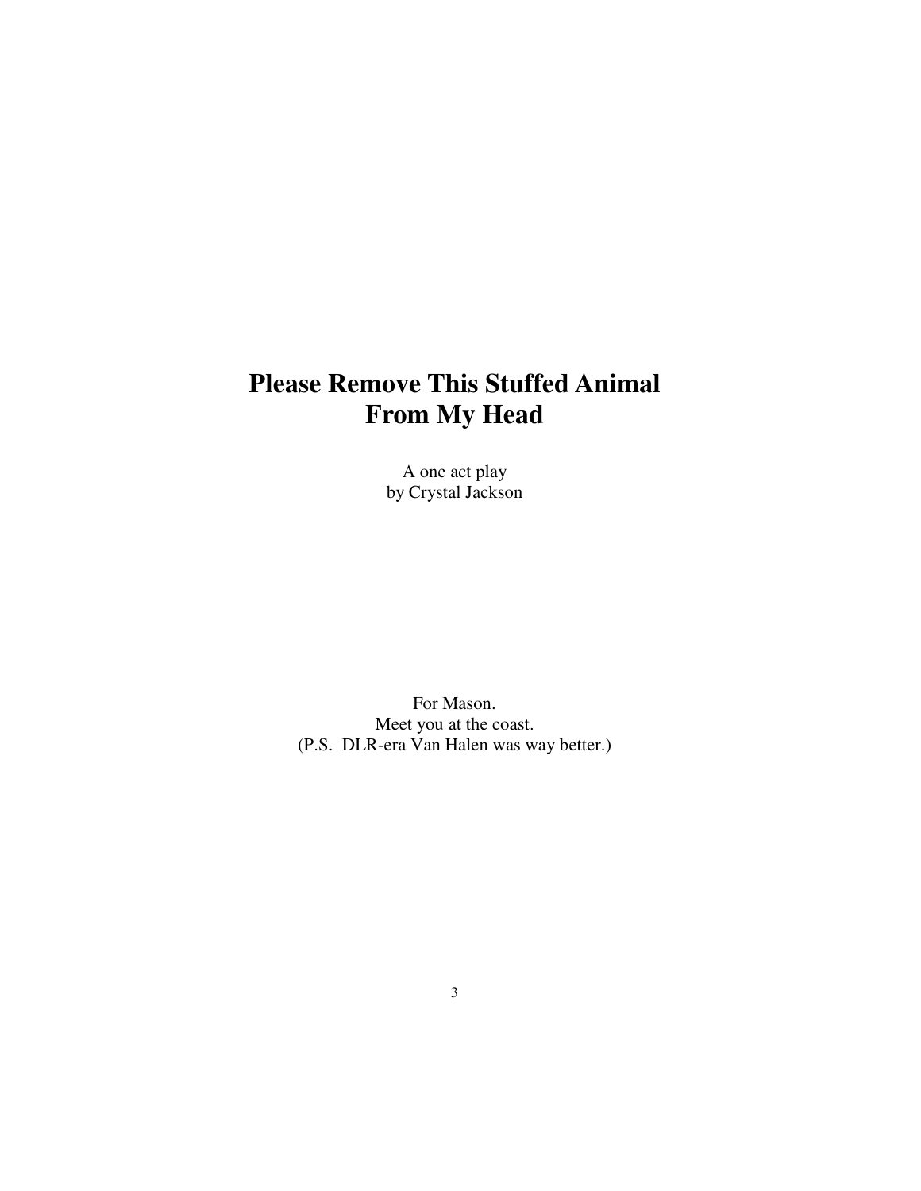# Please Remove This Stuffed Animal From My Head

A one act play
by Crystal Jackson

For Mason.
Meet you at the coast.
(P.S. DLR-era Van Halen was way better.)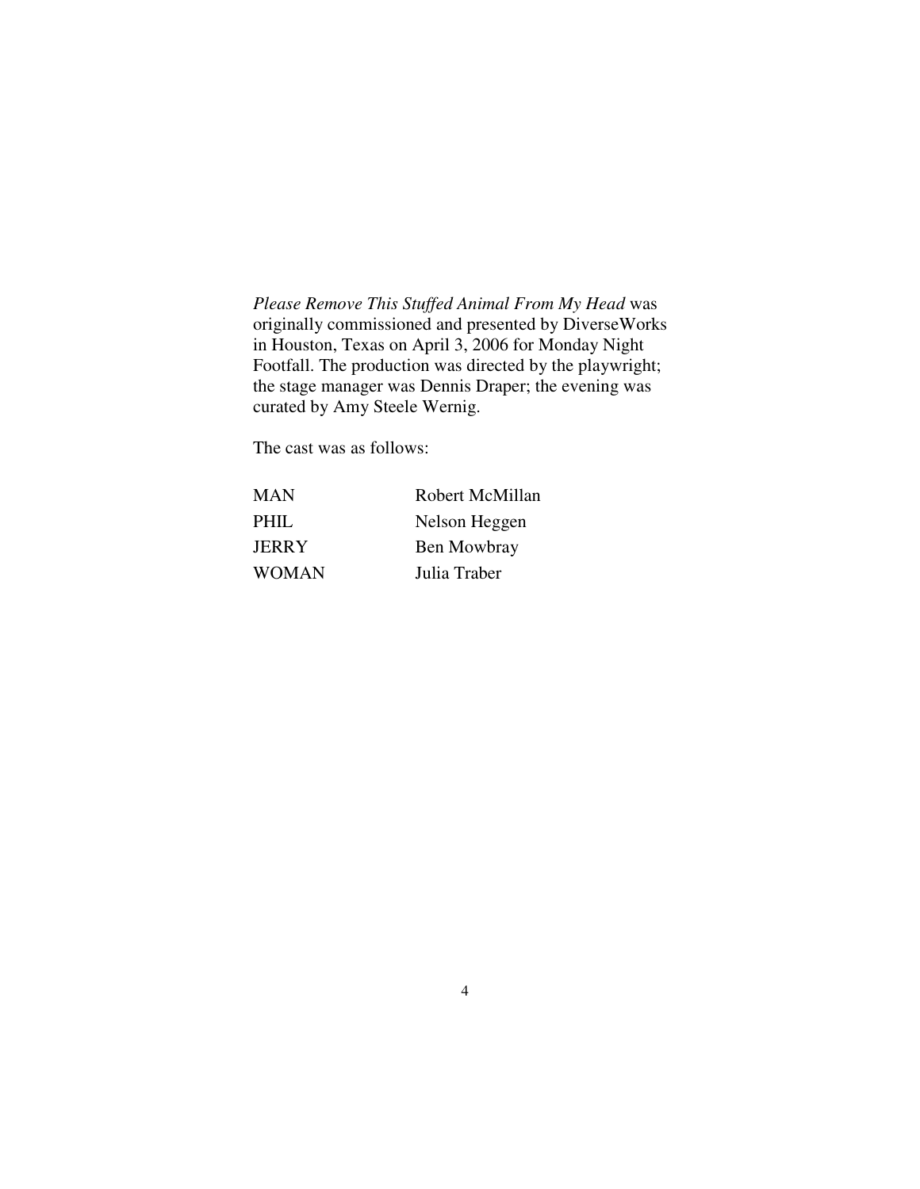*Please Remove This Stuffed Animal From My Head* was originally commissioned and presented by DiverseWorks in Houston, Texas on April 3, 2006 for Monday Night Footfall. The production was directed by the playwright; the stage manager was Dennis Draper; the evening was curated by Amy Steele Wernig.

The cast was as follows:

| | |
|---|---|
| MAN | Robert McMillan |
| PHIL | Nelson Heggen |
| JERRY | Ben Mowbray |
| WOMAN | Julia Traber |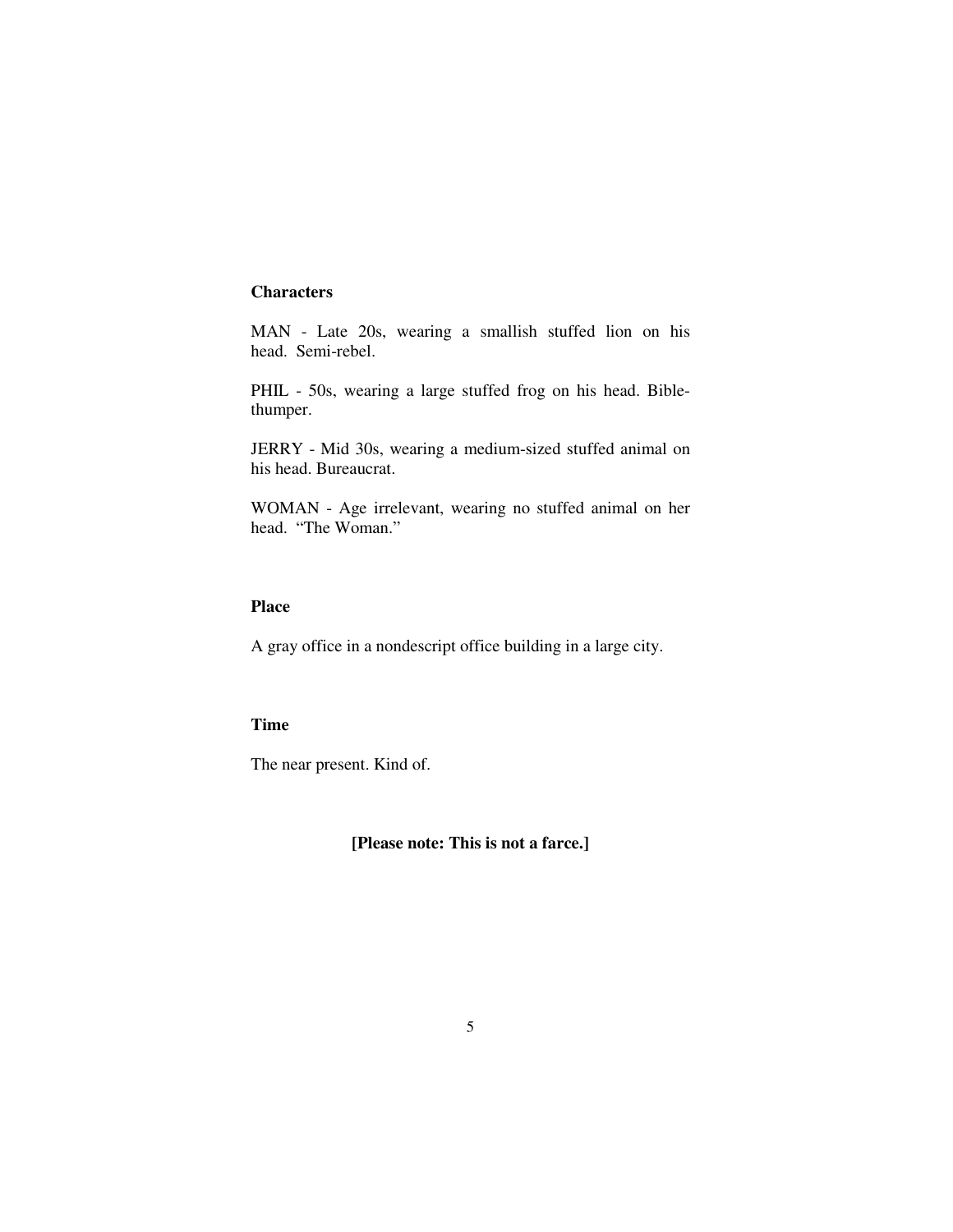**Characters**

MAN - Late 20s, wearing a smallish stuffed lion on his head. Semi-rebel.

PHIL - 50s, wearing a large stuffed frog on his head. Bible-thumper.

JERRY - Mid 30s, wearing a medium-sized stuffed animal on his head. Bureaucrat.

WOMAN - Age irrelevant, wearing no stuffed animal on her head. "The Woman."

**Place**

A gray office in a nondescript office building in a large city.

**Time**

The near present. Kind of.

**[Please note: This is not a farce.]**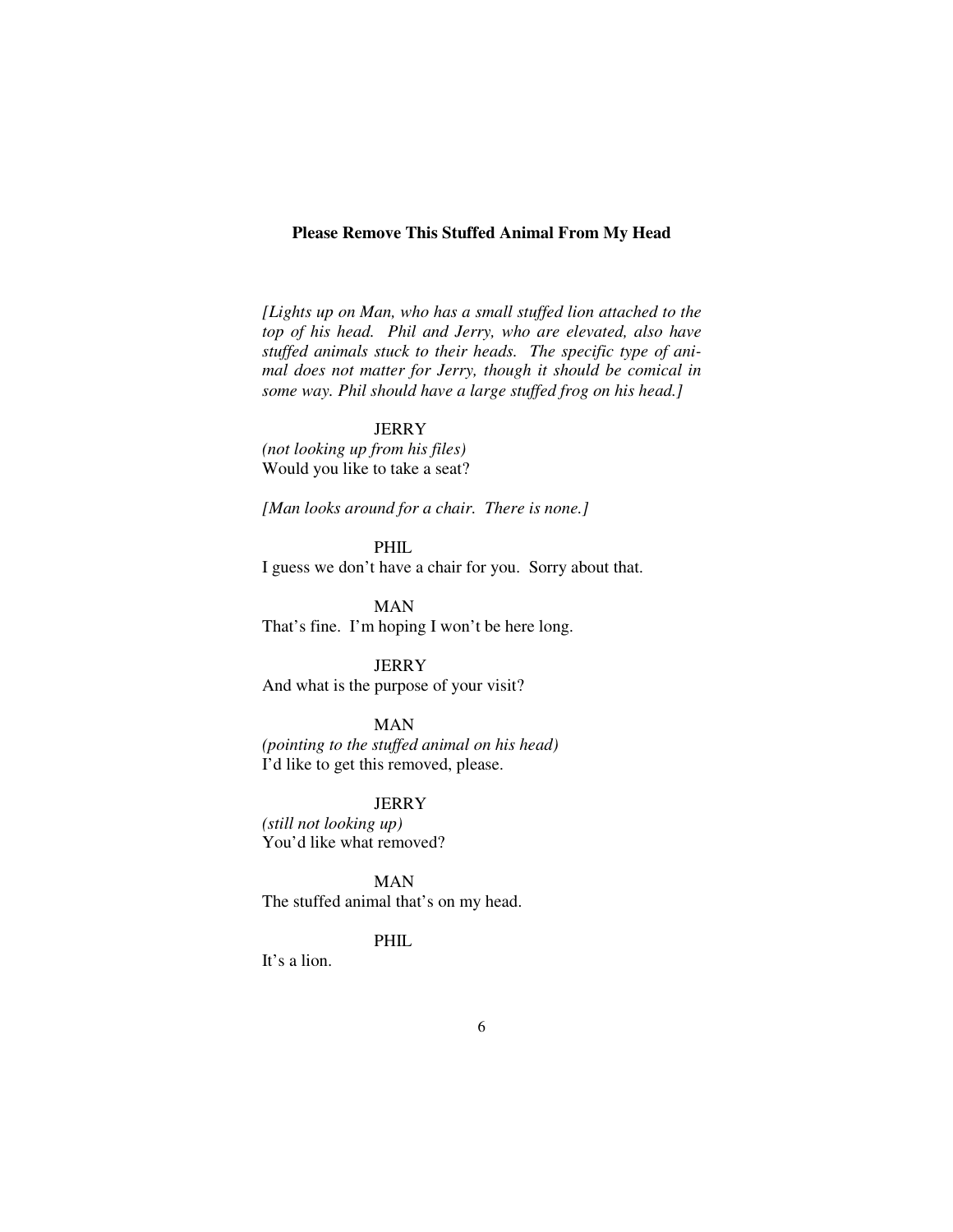**Please Remove This Stuffed Animal From My Head**

*[Lights up on Man, who has a small stuffed lion attached to the top of his head. Phil and Jerry, who are elevated, also have stuffed animals stuck to their heads. The specific type of animal does not matter for Jerry, though it should be comical in some way. Phil should have a large stuffed frog on his head.]*

JERRY
*(not looking up from his files)*
Would you like to take a seat?

*[Man looks around for a chair. There is none.]*

PHIL
I guess we don't have a chair for you. Sorry about that.

MAN
That's fine. I'm hoping I won't be here long.

JERRY
And what is the purpose of your visit?

MAN
*(pointing to the stuffed animal on his head)*
I'd like to get this removed, please.

JERRY
*(still not looking up)*
You'd like what removed?

MAN
The stuffed animal that's on my head.

PHIL
It's a lion.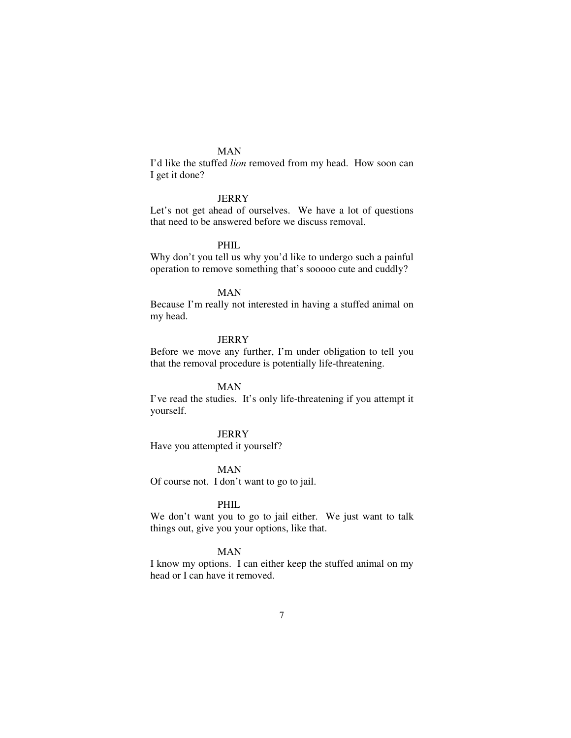MAN

I'd like the stuffed *lion* removed from my head. How soon can I get it done?

JERRY

Let's not get ahead of ourselves. We have a lot of questions that need to be answered before we discuss removal.

PHIL

Why don't you tell us why you'd like to undergo such a painful operation to remove something that's sooooo cute and cuddly?

MAN

Because I'm really not interested in having a stuffed animal on my head.

JERRY

Before we move any further, I'm under obligation to tell you that the removal procedure is potentially life-threatening.

MAN

I've read the studies. It's only life-threatening if you attempt it yourself.

JERRY

Have you attempted it yourself?

MAN

Of course not. I don't want to go to jail.

PHIL

We don't want you to go to jail either. We just want to talk things out, give you your options, like that.

MAN

I know my options. I can either keep the stuffed animal on my head or I can have it removed.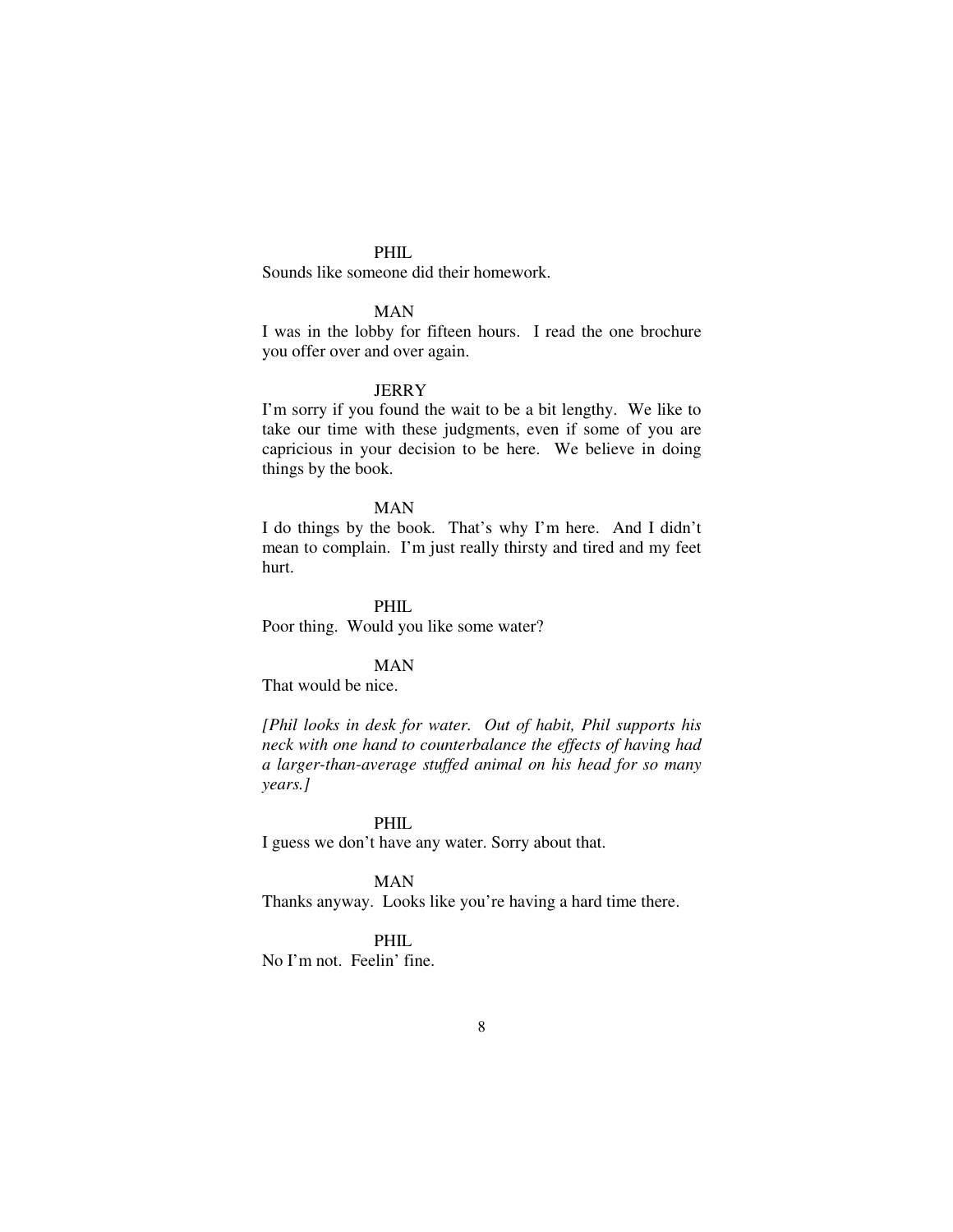PHIL

Sounds like someone did their homework.

MAN

I was in the lobby for fifteen hours. I read the one brochure you offer over and over again.

JERRY

I'm sorry if you found the wait to be a bit lengthy. We like to take our time with these judgments, even if some of you are capricious in your decision to be here. We believe in doing things by the book.

MAN

I do things by the book. That's why I'm here. And I didn't mean to complain. I'm just really thirsty and tired and my feet hurt.

PHIL

Poor thing. Would you like some water?

MAN

That would be nice.

*[Phil looks in desk for water. Out of habit, Phil supports his neck with one hand to counterbalance the effects of having had a larger-than-average stuffed animal on his head for so many years.]*

PHIL

I guess we don't have any water. Sorry about that.

MAN

Thanks anyway. Looks like you're having a hard time there.

PHIL

No I'm not. Feelin' fine.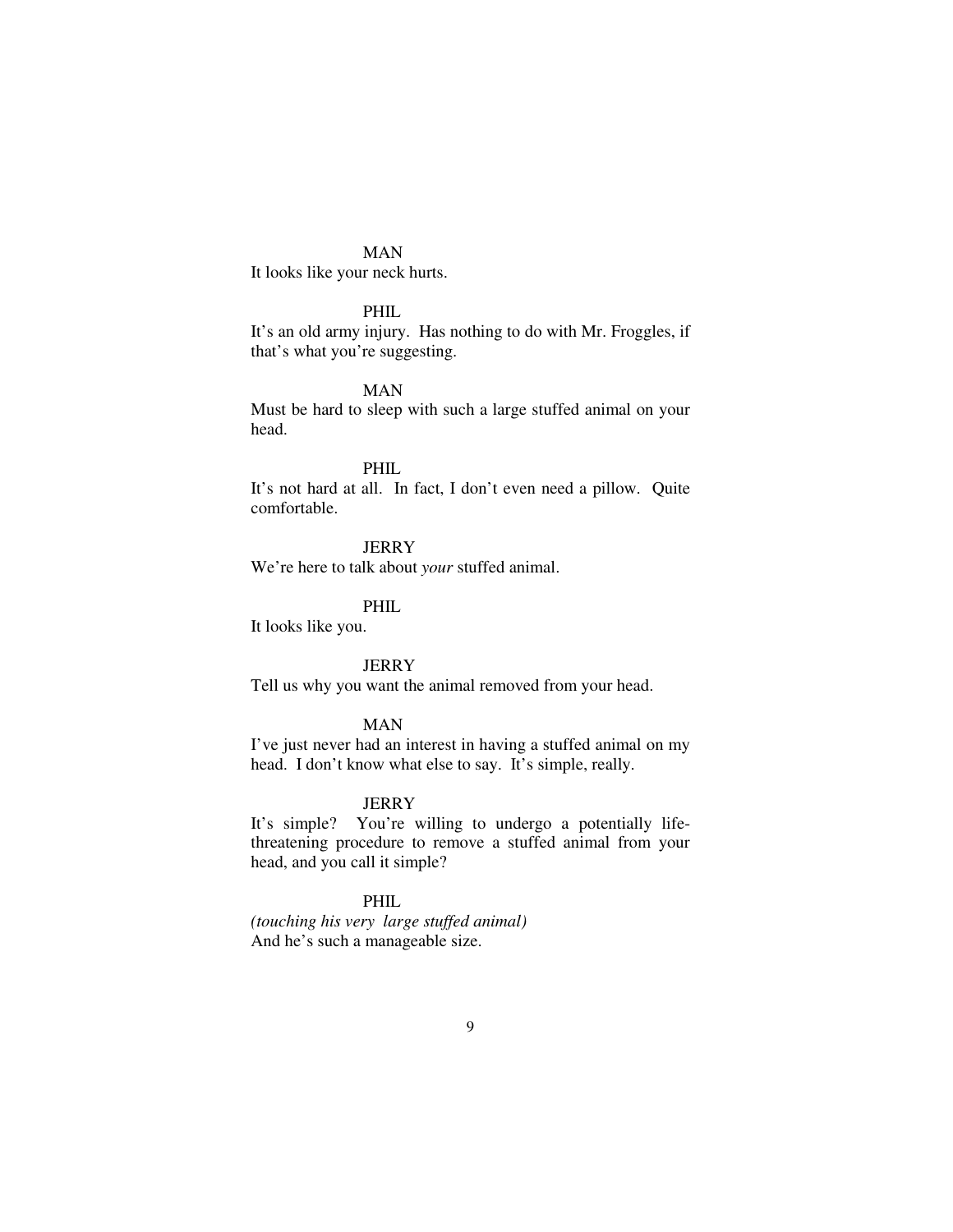MAN

It looks like your neck hurts.

PHIL

It's an old army injury. Has nothing to do with Mr. Froggles, if that's what you're suggesting.

MAN

Must be hard to sleep with such a large stuffed animal on your head.

PHIL

It's not hard at all. In fact, I don't even need a pillow. Quite comfortable.

JERRY

We're here to talk about *your* stuffed animal.

PHIL

It looks like you.

JERRY

Tell us why you want the animal removed from your head.

MAN

I've just never had an interest in having a stuffed animal on my head. I don't know what else to say. It's simple, really.

JERRY

It's simple? You're willing to undergo a potentially life-threatening procedure to remove a stuffed animal from your head, and you call it simple?

PHIL

*(touching his very large stuffed animal)*

And he's such a manageable size.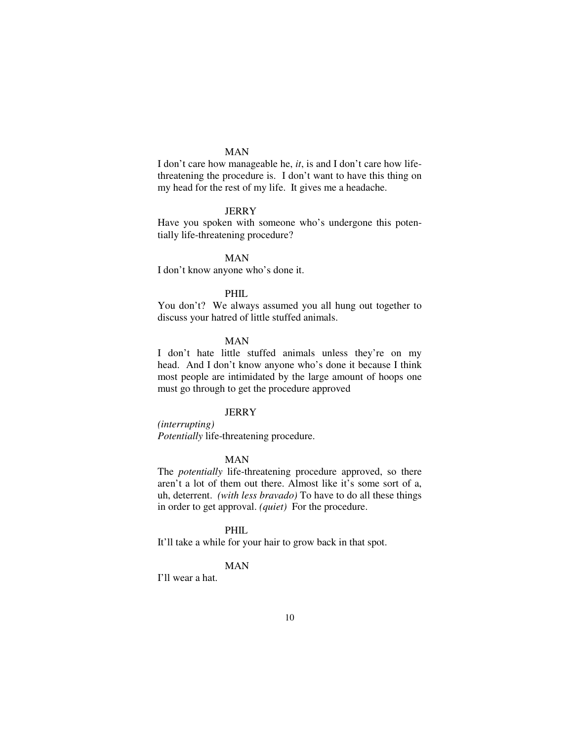MAN

I don't care how manageable he, *it*, is and I don't care how life-threatening the procedure is. I don't want to have this thing on my head for the rest of my life. It gives me a headache.

JERRY

Have you spoken with someone who's undergone this potentially life-threatening procedure?

MAN

I don't know anyone who's done it.

PHIL

You don't? We always assumed you all hung out together to discuss your hatred of little stuffed animals.

MAN

I don't hate little stuffed animals unless they're on my head. And I don't know anyone who's done it because I think most people are intimidated by the large amount of hoops one must go through to get the procedure approved

JERRY

*(interrupting)*
*Potentially* life-threatening procedure.

MAN

The *potentially* life-threatening procedure approved, so there aren't a lot of them out there. Almost like it's some sort of a, uh, deterrent. *(with less bravado)* To have to do all these things in order to get approval. *(quiet)* For the procedure.

PHIL

It'll take a while for your hair to grow back in that spot.

MAN

I'll wear a hat.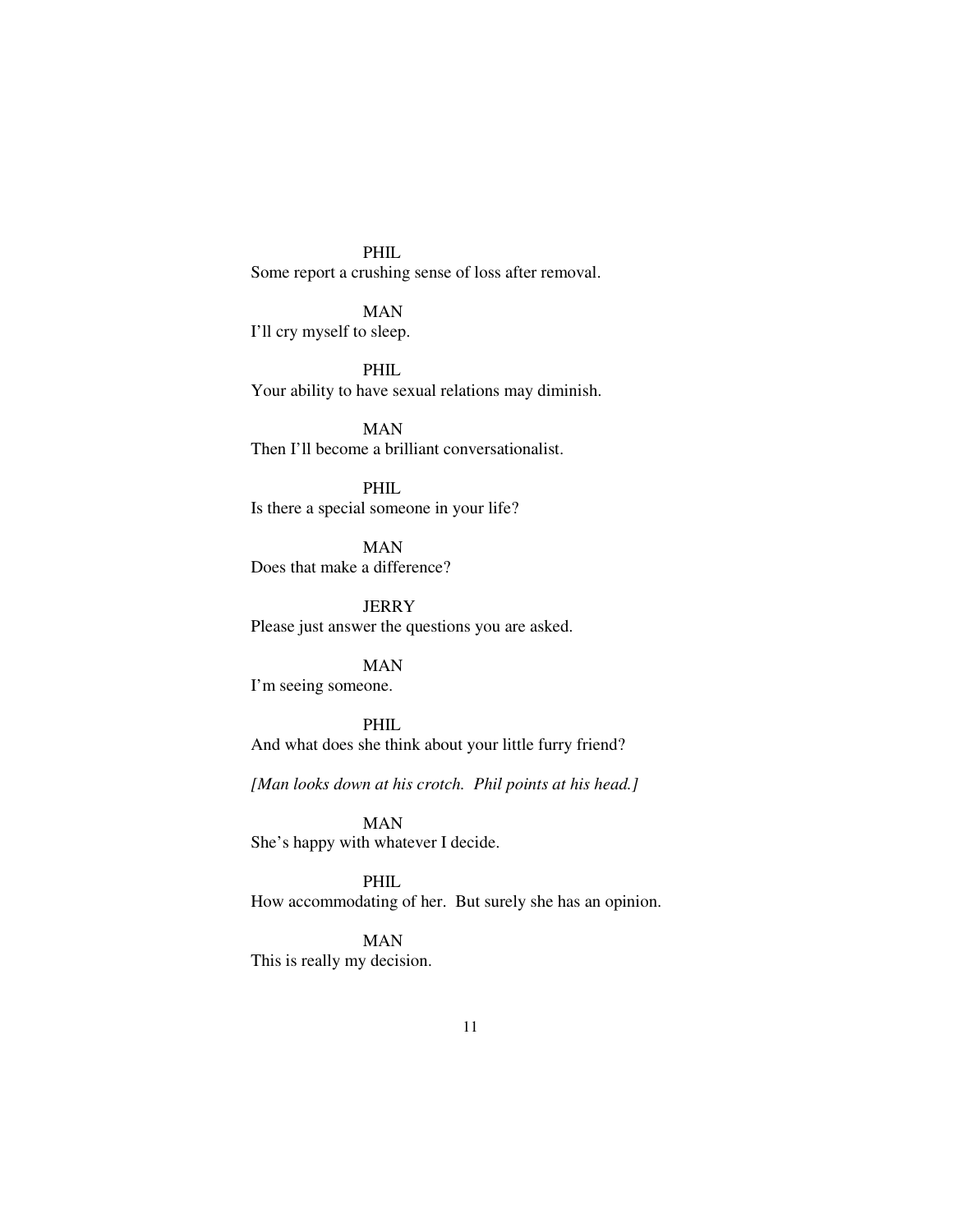PHIL
Some report a crushing sense of loss after removal.

MAN
I'll cry myself to sleep.

PHIL
Your ability to have sexual relations may diminish.

MAN
Then I'll become a brilliant conversationalist.

PHIL
Is there a special someone in your life?

MAN
Does that make a difference?

JERRY
Please just answer the questions you are asked.

MAN
I'm seeing someone.

PHIL
And what does she think about your little furry friend?

*[Man looks down at his crotch. Phil points at his head.]*

MAN
She's happy with whatever I decide.

PHIL
How accommodating of her. But surely she has an opinion.

MAN
This is really my decision.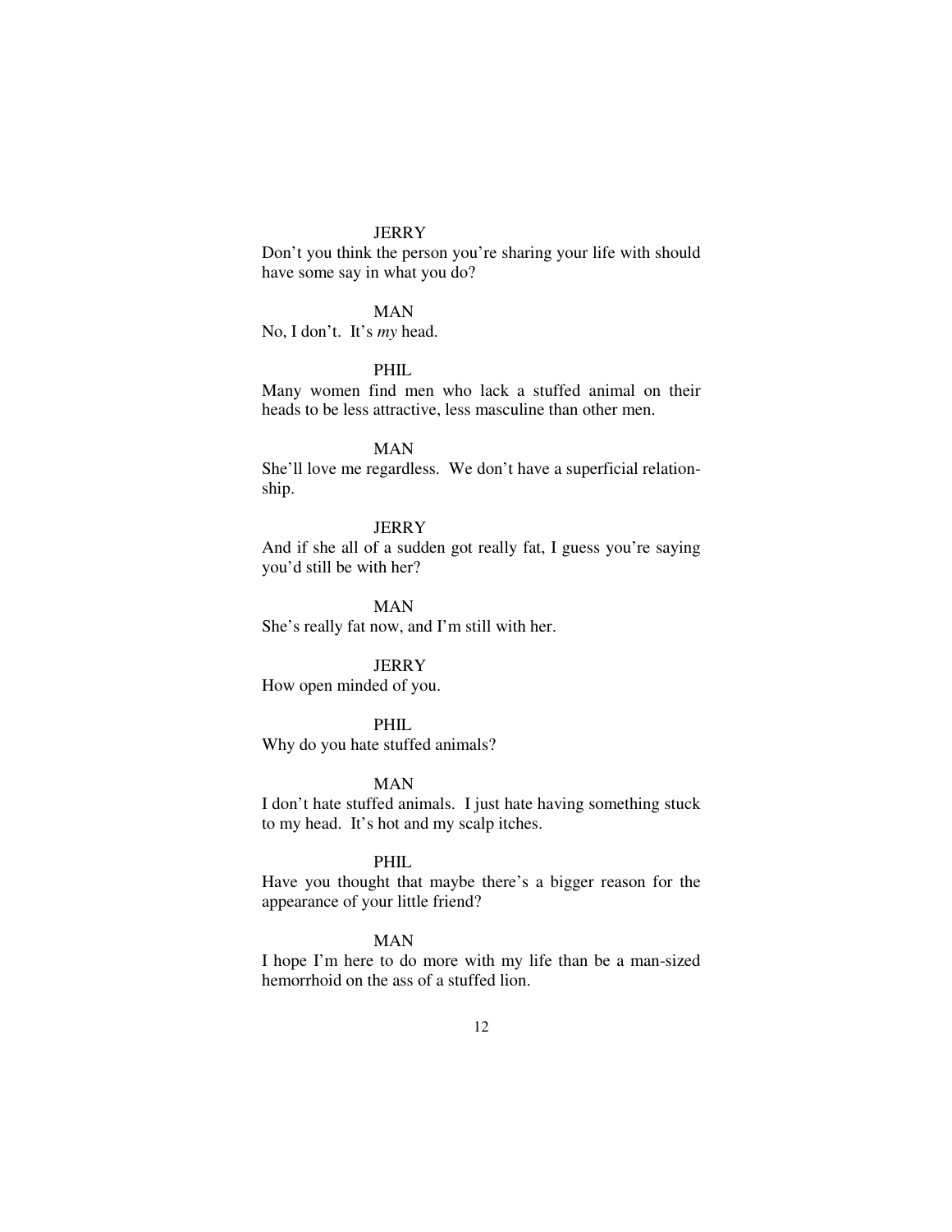JERRY

Don't you think the person you're sharing your life with should have some say in what you do?

MAN

No, I don't. It's *my* head.

PHIL

Many women find men who lack a stuffed animal on their heads to be less attractive, less masculine than other men.

MAN

She'll love me regardless. We don't have a superficial relationship.

JERRY

And if she all of a sudden got really fat, I guess you're saying you'd still be with her?

MAN

She's really fat now, and I'm still with her.

JERRY

How open minded of you.

PHIL

Why do you hate stuffed animals?

MAN

I don't hate stuffed animals. I just hate having something stuck to my head. It's hot and my scalp itches.

PHIL

Have you thought that maybe there's a bigger reason for the appearance of your little friend?

MAN

I hope I'm here to do more with my life than be a man-sized hemorrhoid on the ass of a stuffed lion.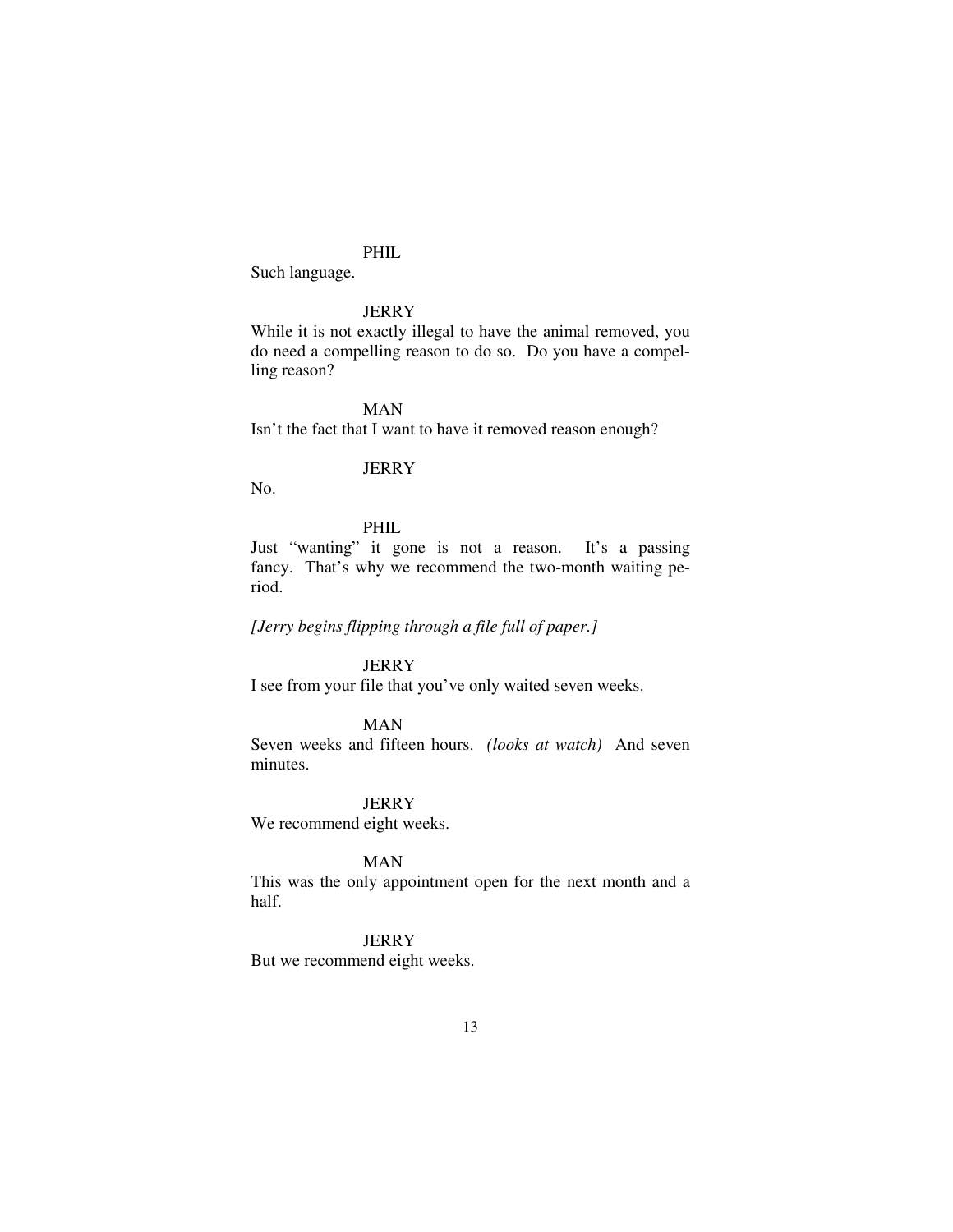PHIL

Such language.

JERRY

While it is not exactly illegal to have the animal removed, you do need a compelling reason to do so. Do you have a compelling reason?

MAN

Isn't the fact that I want to have it removed reason enough?

JERRY

No.

PHIL

Just "wanting" it gone is not a reason. It's a passing fancy. That's why we recommend the two-month waiting period.

*[Jerry begins flipping through a file full of paper.]*

JERRY

I see from your file that you've only waited seven weeks.

MAN

Seven weeks and fifteen hours. *(looks at watch)* And seven minutes.

JERRY

We recommend eight weeks.

MAN

This was the only appointment open for the next month and a half.

JERRY

But we recommend eight weeks.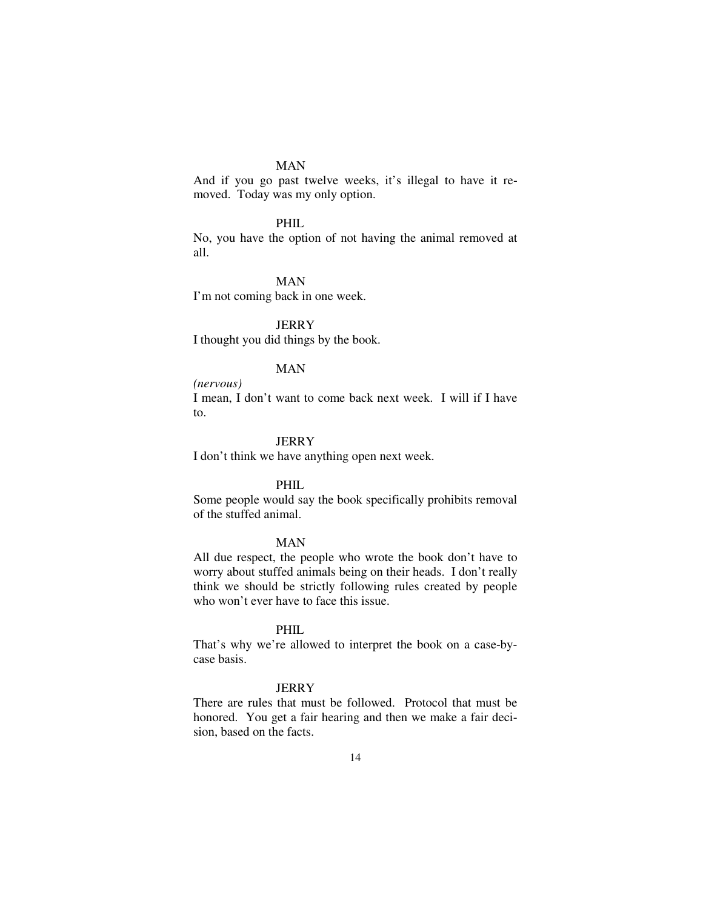MAN

And if you go past twelve weeks, it's illegal to have it removed. Today was my only option.

PHIL

No, you have the option of not having the animal removed at all.

MAN

I'm not coming back in one week.

JERRY

I thought you did things by the book.

MAN

*(nervous)*

I mean, I don't want to come back next week. I will if I have to.

JERRY

I don't think we have anything open next week.

PHIL

Some people would say the book specifically prohibits removal of the stuffed animal.

MAN

All due respect, the people who wrote the book don't have to worry about stuffed animals being on their heads. I don't really think we should be strictly following rules created by people who won't ever have to face this issue.

PHIL

That's why we're allowed to interpret the book on a case-by-case basis.

JERRY

There are rules that must be followed. Protocol that must be honored. You get a fair hearing and then we make a fair decision, based on the facts.